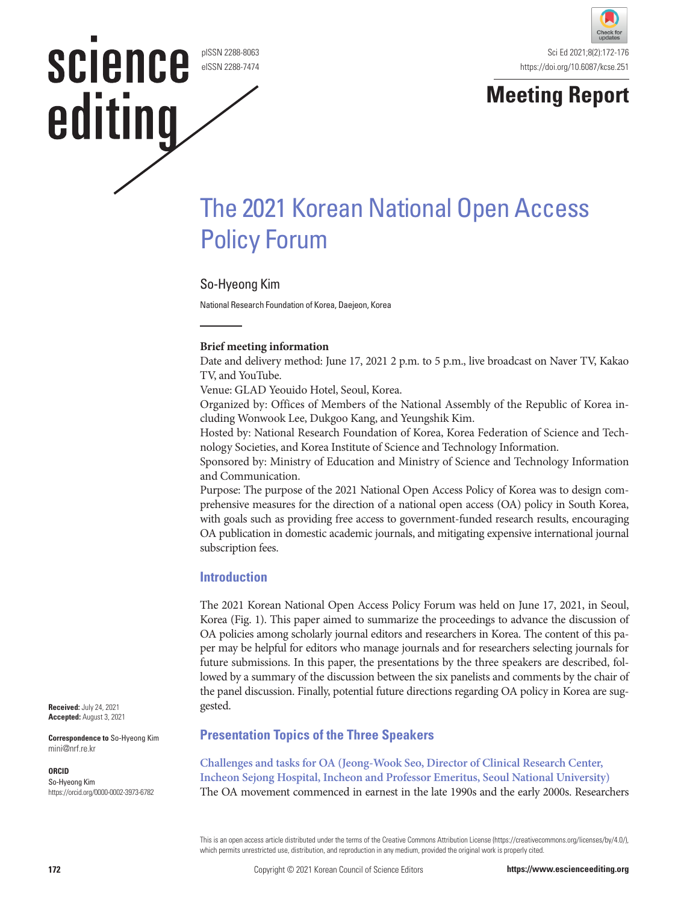pISSN 2288-8063
eISSN 2288-7474

Meeting Report

# The 2021 Korean National Open Access Policy Forum

So-Hyeong Kim

National Research Foundation of Korea, Daejeon, Korea

**Brief meeting information**

Date and delivery method: June 17, 2021 2 p.m. to 5 p.m., live broadcast on Naver TV, Kakao TV, and YouTube.

Venue: GLAD Yeouido Hotel, Seoul, Korea.

Organized by: Offices of Members of the National Assembly of the Republic of Korea including Wonwook Lee, Dukgoo Kang, and Yeungshik Kim.

Hosted by: National Research Foundation of Korea, Korea Federation of Science and Technology Societies, and Korea Institute of Science and Technology Information.

Sponsored by: Ministry of Education and Ministry of Science and Technology Information and Communication.

Purpose: The purpose of the 2021 National Open Access Policy of Korea was to design comprehensive measures for the direction of a national open access (OA) policy in South Korea, with goals such as providing free access to government-funded research results, encouraging OA publication in domestic academic journals, and mitigating expensive international journal subscription fees.

**Received:** July 24, 2021
**Accepted:** August 3, 2021

**Correspondence to** So-Hyeong Kim
mini@nrf.re.kr

**ORCID**
So-Hyeong Kim
https://orcid.org/0000-0002-3973-6782

## Introduction

The 2021 Korean National Open Access Policy Forum was held on June 17, 2021, in Seoul, Korea (Fig. 1). This paper aimed to summarize the proceedings to advance the discussion of OA policies among scholarly journal editors and researchers in Korea. The content of this paper may be helpful for editors who manage journals and for researchers selecting journals for future submissions. In this paper, the presentations by the three speakers are described, followed by a summary of the discussion between the six panelists and comments by the chair of the panel discussion. Finally, potential future directions regarding OA policy in Korea are suggested.

## Presentation Topics of the Three Speakers

### Challenges and tasks for OA (Jeong-Wook Seo, Director of Clinical Research Center, Incheon Sejong Hospital, Incheon and Professor Emeritus, Seoul National University)

The OA movement commenced in earnest in the late 1990s and the early 2000s. Researchers

This is an open access article distributed under the terms of the Creative Commons Attribution License (https://creativecommons.org/licenses/by/4.0/), which permits unrestricted use, distribution, and reproduction in any medium, provided the original work is properly cited.

Copyright © 2021 Korean Council of Science Editors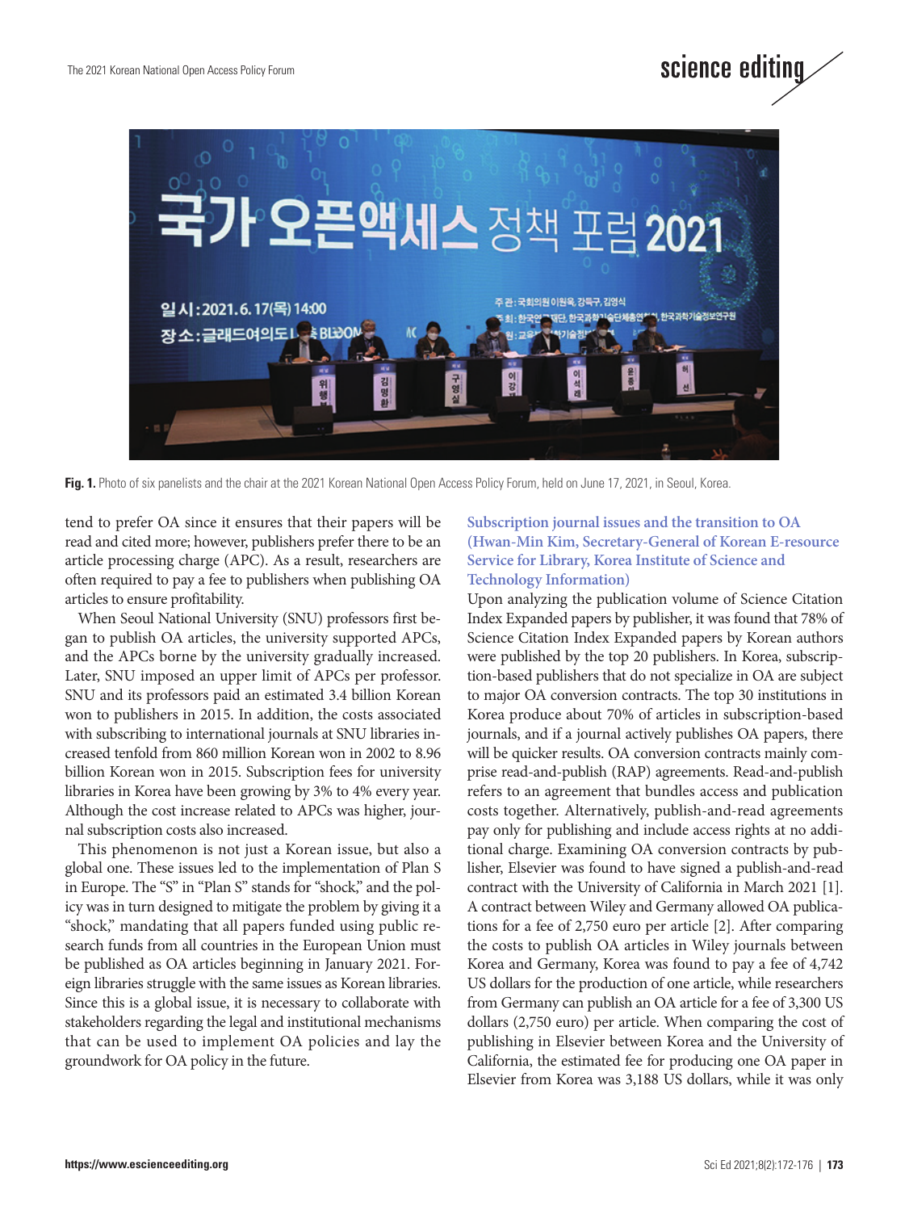Fig. 1. Photo of six panelists and the chair at the 2021 Korean National Open Access Policy Forum, held on June 17, 2021, in Seoul, Korea.

tend to prefer OA since it ensures that their papers will be read and cited more; however, publishers prefer there to be an article processing charge (APC). As a result, researchers are often required to pay a fee to publishers when publishing OA articles to ensure profitability.

When Seoul National University (SNU) professors first began to publish OA articles, the university supported APCs, and the APCs borne by the university gradually increased. Later, SNU imposed an upper limit of APCs per professor. SNU and its professors paid an estimated 3.4 billion Korean won to publishers in 2015. In addition, the costs associated with subscribing to international journals at SNU libraries increased tenfold from 860 million Korean won in 2002 to 8.96 billion Korean won in 2015. Subscription fees for university libraries in Korea have been growing by 3% to 4% every year. Although the cost increase related to APCs was higher, journal subscription costs also increased.

This phenomenon is not just a Korean issue, but also a global one. These issues led to the implementation of Plan S in Europe. The "S" in "Plan S" stands for "shock," and the policy was in turn designed to mitigate the problem by giving it a "shock," mandating that all papers funded using public research funds from all countries in the European Union must be published as OA articles beginning in January 2021. Foreign libraries struggle with the same issues as Korean libraries. Since this is a global issue, it is necessary to collaborate with stakeholders regarding the legal and institutional mechanisms that can be used to implement OA policies and lay the groundwork for OA policy in the future.

### Subscription journal issues and the transition to OA (Hwan-Min Kim, Secretary-General of Korean E-resource Service for Library, Korea Institute of Science and Technology Information)

Upon analyzing the publication volume of Science Citation Index Expanded papers by publisher, it was found that 78% of Science Citation Index Expanded papers by Korean authors were published by the top 20 publishers. In Korea, subscription-based publishers that do not specialize in OA are subject to major OA conversion contracts. The top 30 institutions in Korea produce about 70% of articles in subscription-based journals, and if a journal actively publishes OA papers, there will be quicker results. OA conversion contracts mainly comprise read-and-publish (RAP) agreements. Read-and-publish refers to an agreement that bundles access and publication costs together. Alternatively, publish-and-read agreements pay only for publishing and include access rights at no additional charge. Examining OA conversion contracts by publisher, Elsevier was found to have signed a publish-and-read contract with the University of California in March 2021 [1]. A contract between Wiley and Germany allowed OA publications for a fee of 2,750 euro per article [2]. After comparing the costs to publish OA articles in Wiley journals between Korea and Germany, Korea was found to pay a fee of 4,742 US dollars for the production of one article, while researchers from Germany can publish an OA article for a fee of 3,300 US dollars (2,750 euro) per article. When comparing the cost of publishing in Elsevier between Korea and the University of California, the estimated fee for producing one OA paper in Elsevier from Korea was 3,188 US dollars, while it was only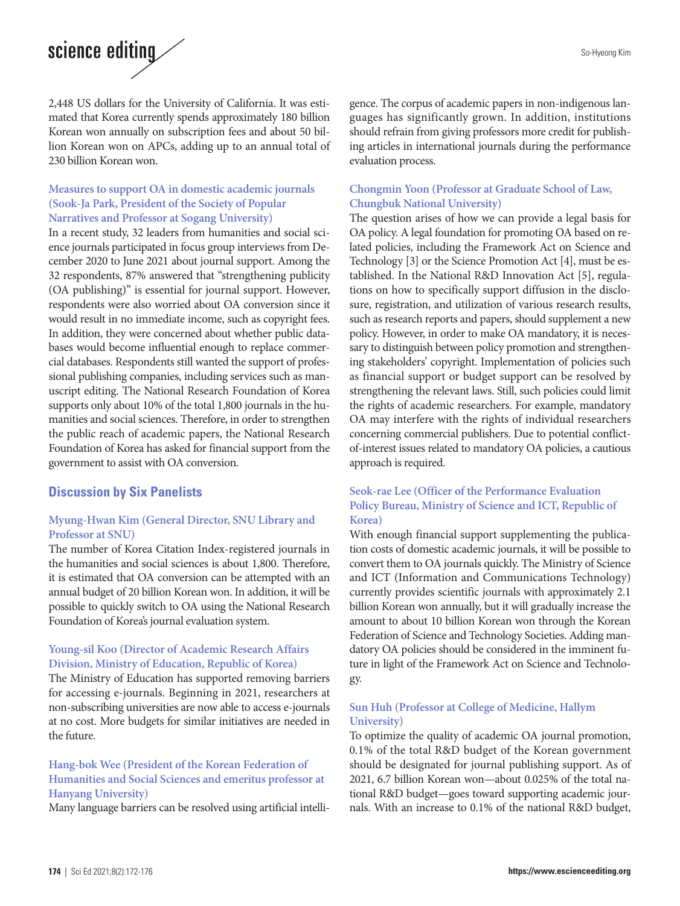2,448 US dollars for the University of California. It was estimated that Korea currently spends approximately 180 billion Korean won annually on subscription fees and about 50 billion Korean won on APCs, adding up to an annual total of 230 billion Korean won.

### Measures to support OA in domestic academic journals (Sook-Ja Park, President of the Society of Popular Narratives and Professor at Sogang University)

In a recent study, 32 leaders from humanities and social science journals participated in focus group interviews from December 2020 to June 2021 about journal support. Among the 32 respondents, 87% answered that "strengthening publicity (OA publishing)" is essential for journal support. However, respondents were also worried about OA conversion since it would result in no immediate income, such as copyright fees. In addition, they were concerned about whether public databases would become influential enough to replace commercial databases. Respondents still wanted the support of professional publishing companies, including services such as manuscript editing. The National Research Foundation of Korea supports only about 10% of the total 1,800 journals in the humanities and social sciences. Therefore, in order to strengthen the public reach of academic papers, the National Research Foundation of Korea has asked for financial support from the government to assist with OA conversion.

## Discussion by Six Panelists

### Myung-Hwan Kim (General Director, SNU Library and Professor at SNU)

The number of Korea Citation Index-registered journals in the humanities and social sciences is about 1,800. Therefore, it is estimated that OA conversion can be attempted with an annual budget of 20 billion Korean won. In addition, it will be possible to quickly switch to OA using the National Research Foundation of Korea's journal evaluation system.

### Young-sil Koo (Director of Academic Research Affairs Division, Ministry of Education, Republic of Korea)

The Ministry of Education has supported removing barriers for accessing e-journals. Beginning in 2021, researchers at non-subscribing universities are now able to access e-journals at no cost. More budgets for similar initiatives are needed in the future.

### Hang-bok Wee (President of the Korean Federation of Humanities and Social Sciences and emeritus professor at Hanyang University)

Many language barriers can be resolved using artificial intelligence. The corpus of academic papers in non-indigenous languages has significantly grown. In addition, institutions should refrain from giving professors more credit for publishing articles in international journals during the performance evaluation process.

### Chongmin Yoon (Professor at Graduate School of Law, Chungbuk National University)

The question arises of how we can provide a legal basis for OA policy. A legal foundation for promoting OA based on related policies, including the Framework Act on Science and Technology [3] or the Science Promotion Act [4], must be established. In the National R&D Innovation Act [5], regulations on how to specifically support diffusion in the disclosure, registration, and utilization of various research results, such as research reports and papers, should supplement a new policy. However, in order to make OA mandatory, it is necessary to distinguish between policy promotion and strengthening stakeholders' copyright. Implementation of policies such as financial support or budget support can be resolved by strengthening the relevant laws. Still, such policies could limit the rights of academic researchers. For example, mandatory OA may interfere with the rights of individual researchers concerning commercial publishers. Due to potential conflict-of-interest issues related to mandatory OA policies, a cautious approach is required.

### Seok-rae Lee (Officer of the Performance Evaluation Policy Bureau, Ministry of Science and ICT, Republic of Korea)

With enough financial support supplementing the publication costs of domestic academic journals, it will be possible to convert them to OA journals quickly. The Ministry of Science and ICT (Information and Communications Technology) currently provides scientific journals with approximately 2.1 billion Korean won annually, but it will gradually increase the amount to about 10 billion Korean won through the Korean Federation of Science and Technology Societies. Adding mandatory OA policies should be considered in the imminent future in light of the Framework Act on Science and Technology.

### Sun Huh (Professor at College of Medicine, Hallym University)

To optimize the quality of academic OA journal promotion, 0.1% of the total R&D budget of the Korean government should be designated for journal publishing support. As of 2021, 6.7 billion Korean won—about 0.025% of the total national R&D budget—goes toward supporting academic journals. With an increase to 0.1% of the national R&D budget,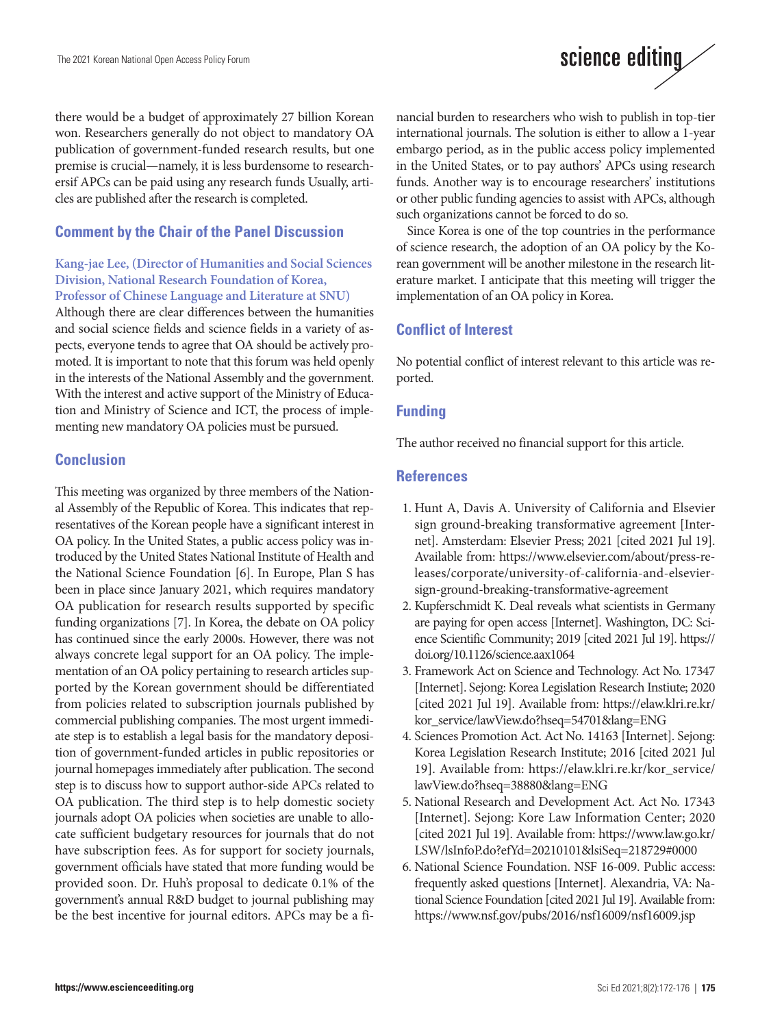there would be a budget of approximately 27 billion Korean won. Researchers generally do not object to mandatory OA publication of government-funded research results, but one premise is crucial—namely, it is less burdensome to researchersif APCs can be paid using any research funds Usually, articles are published after the research is completed.

## Comment by the Chair of the Panel Discussion

**Kang-jae Lee, (Director of Humanities and Social Sciences Division, National Research Foundation of Korea, Professor of Chinese Language and Literature at SNU)**

Although there are clear differences between the humanities and social science fields and science fields in a variety of aspects, everyone tends to agree that OA should be actively promoted. It is important to note that this forum was held openly in the interests of the National Assembly and the government. With the interest and active support of the Ministry of Education and Ministry of Science and ICT, the process of implementing new mandatory OA policies must be pursued.

## Conclusion

This meeting was organized by three members of the National Assembly of the Republic of Korea. This indicates that representatives of the Korean people have a significant interest in OA policy. In the United States, a public access policy was introduced by the United States National Institute of Health and the National Science Foundation [6]. In Europe, Plan S has been in place since January 2021, which requires mandatory OA publication for research results supported by specific funding organizations [7]. In Korea, the debate on OA policy has continued since the early 2000s. However, there was not always concrete legal support for an OA policy. The implementation of an OA policy pertaining to research articles supported by the Korean government should be differentiated from policies related to subscription journals published by commercial publishing companies. The most urgent immediate step is to establish a legal basis for the mandatory deposition of government-funded articles in public repositories or journal homepages immediately after publication. The second step is to discuss how to support author-side APCs related to OA publication. The third step is to help domestic society journals adopt OA policies when societies are unable to allocate sufficient budgetary resources for journals that do not have subscription fees. As for support for society journals, government officials have stated that more funding would be provided soon. Dr. Huh's proposal to dedicate 0.1% of the government's annual R&D budget to journal publishing may be the best incentive for journal editors. APCs may be a financial burden to researchers who wish to publish in top-tier international journals. The solution is either to allow a 1-year embargo period, as in the public access policy implemented in the United States, or to pay authors' APCs using research funds. Another way is to encourage researchers' institutions or other public funding agencies to assist with APCs, although such organizations cannot be forced to do so.

Since Korea is one of the top countries in the performance of science research, the adoption of an OA policy by the Korean government will be another milestone in the research literature market. I anticipate that this meeting will trigger the implementation of an OA policy in Korea.

## Conflict of Interest

No potential conflict of interest relevant to this article was reported.

## Funding

The author received no financial support for this article.

## References

1. Hunt A, Davis A. University of California and Elsevier sign ground-breaking transformative agreement [Internet]. Amsterdam: Elsevier Press; 2021 [cited 2021 Jul 19]. Available from: https://www.elsevier.com/about/press-releases/corporate/university-of-california-and-elsevier-sign-ground-breaking-transformative-agreement
2. Kupferschmidt K. Deal reveals what scientists in Germany are paying for open access [Internet]. Washington, DC: Science Scientific Community; 2019 [cited 2021 Jul 19]. https://doi.org/10.1126/science.aax1064
3. Framework Act on Science and Technology. Act No. 17347 [Internet]. Sejong: Korea Legislation Research Instiute; 2020 [cited 2021 Jul 19]. Available from: https://elaw.klri.re.kr/kor_service/lawView.do?hseq=54701&lang=ENG
4. Sciences Promotion Act. Act No. 14163 [Internet]. Sejong: Korea Legislation Research Institute; 2016 [cited 2021 Jul 19]. Available from: https://elaw.klri.re.kr/kor_service/lawView.do?hseq=38880&lang=ENG
5. National Research and Development Act. Act No. 17343 [Internet]. Sejong: Kore Law Information Center; 2020 [cited 2021 Jul 19]. Available from: https://www.law.go.kr/LSW/lsInfoP.do?efYd=20210101&lsiSeq=218729#0000
6. National Science Foundation. NSF 16-009. Public access: frequently asked questions [Internet]. Alexandria, VA: National Science Foundation [cited 2021 Jul 19]. Available from: https://www.nsf.gov/pubs/2016/nsf16009/nsf16009.jsp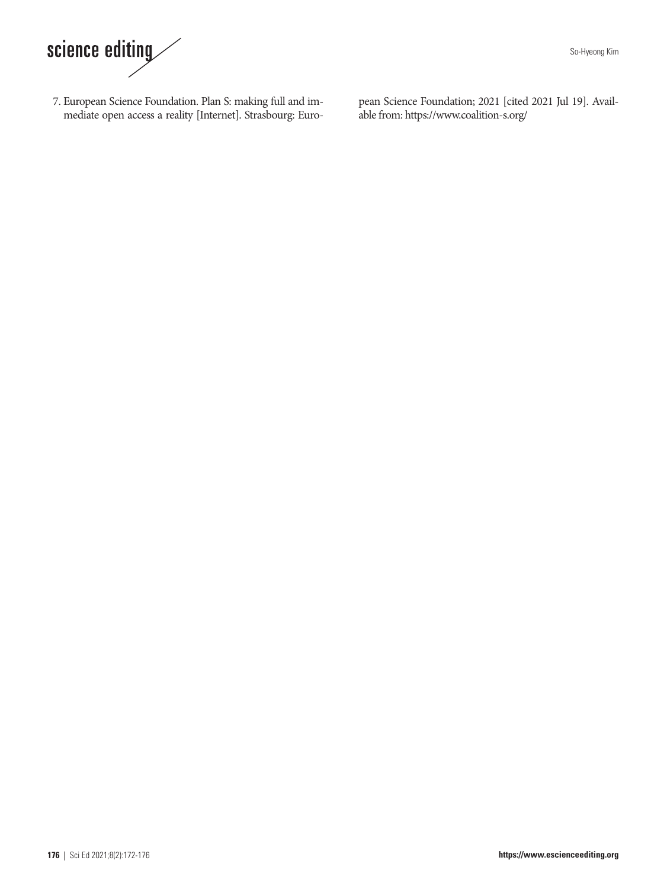7. European Science Foundation. Plan S: making full and immediate open access a reality [Internet]. Strasbourg: European Science Foundation; 2021 [cited 2021 Jul 19]. Available from: https://www.coalition-s.org/